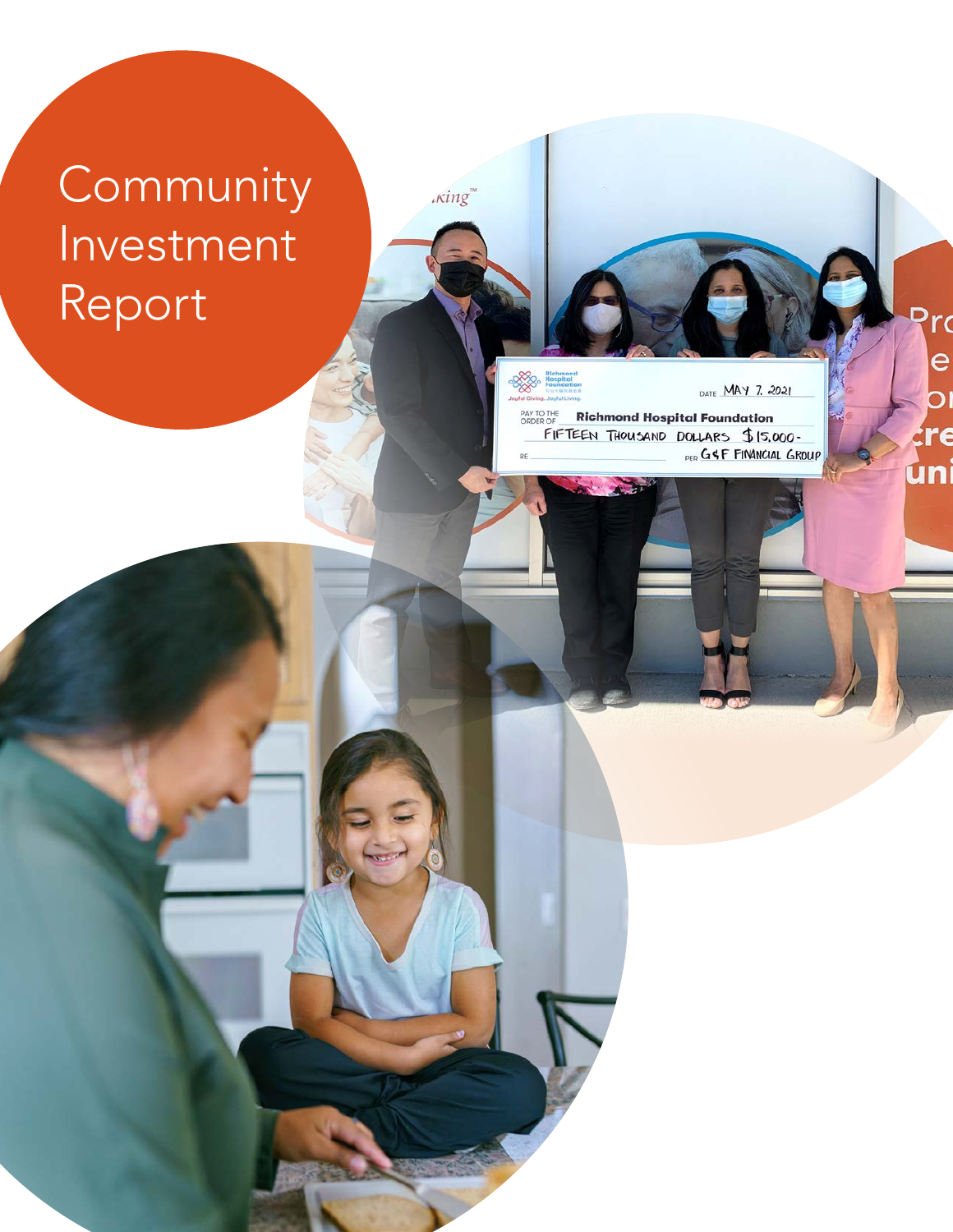# Community Investment Report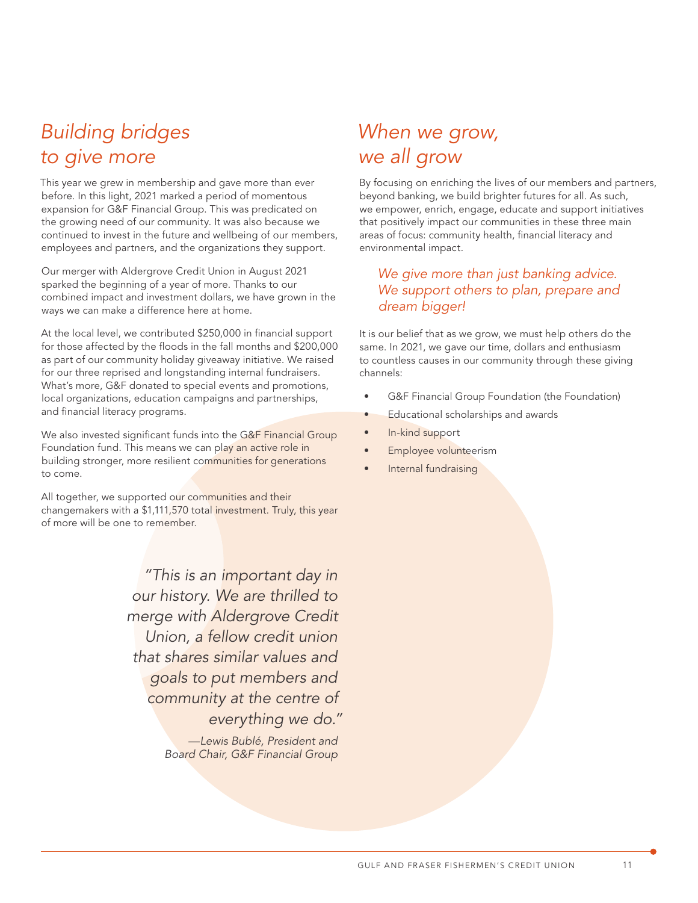## *Building bridges to give more*

This year we grew in membership and gave more than ever before. In this light, 2021 marked a period of momentous expansion for G&F Financial Group. This was predicated on the growing need of our community. It was also because we continued to invest in the future and wellbeing of our members, employees and partners, and the organizations they support.

Our merger with Aldergrove Credit Union in August 2021 sparked the beginning of a year of more. Thanks to our combined impact and investment dollars, we have grown in the ways we can make a difference here at home.

At the local level, we contributed $250,000 in financial support for those affected by the floods in the fall months and $200,000 as part of our community holiday giveaway initiative. We raised for our three reprised and longstanding internal fundraisers. What's more, G&F donated to special events and promotions, local organizations, education campaigns and partnerships, and financial literacy programs.

We also invested significant funds into the G&F Financial Group Foundation fund. This means we can play an active role in building stronger, more resilient communities for generations to come.

All together, we supported our communities and their changemakers with a $1,111,570 total investment. Truly, this year of more will be one to remember.

> *"This is an important day in our history. We are thrilled to merge with Aldergrove Credit Union, a fellow credit union that shares similar values and goals to put members and community at the centre of everything we do."*
>
> *—Lewis Bublé, President and Board Chair, G&F Financial Group*

## *When we grow, we all grow*

By focusing on enriching the lives of our members and partners, beyond banking, we build brighter futures for all. As such, we empower, enrich, engage, educate and support initiatives that positively impact our communities in these three main areas of focus: community health, financial literacy and environmental impact.

> *We give more than just banking advice. We support others to plan, prepare and dream bigger!*

It is our belief that as we grow, we must help others do the same. In 2021, we gave our time, dollars and enthusiasm to countless causes in our community through these giving channels:

- G&F Financial Group Foundation (the Foundation)
- Educational scholarships and awards
- In-kind support
- Employee volunteerism
- Internal fundraising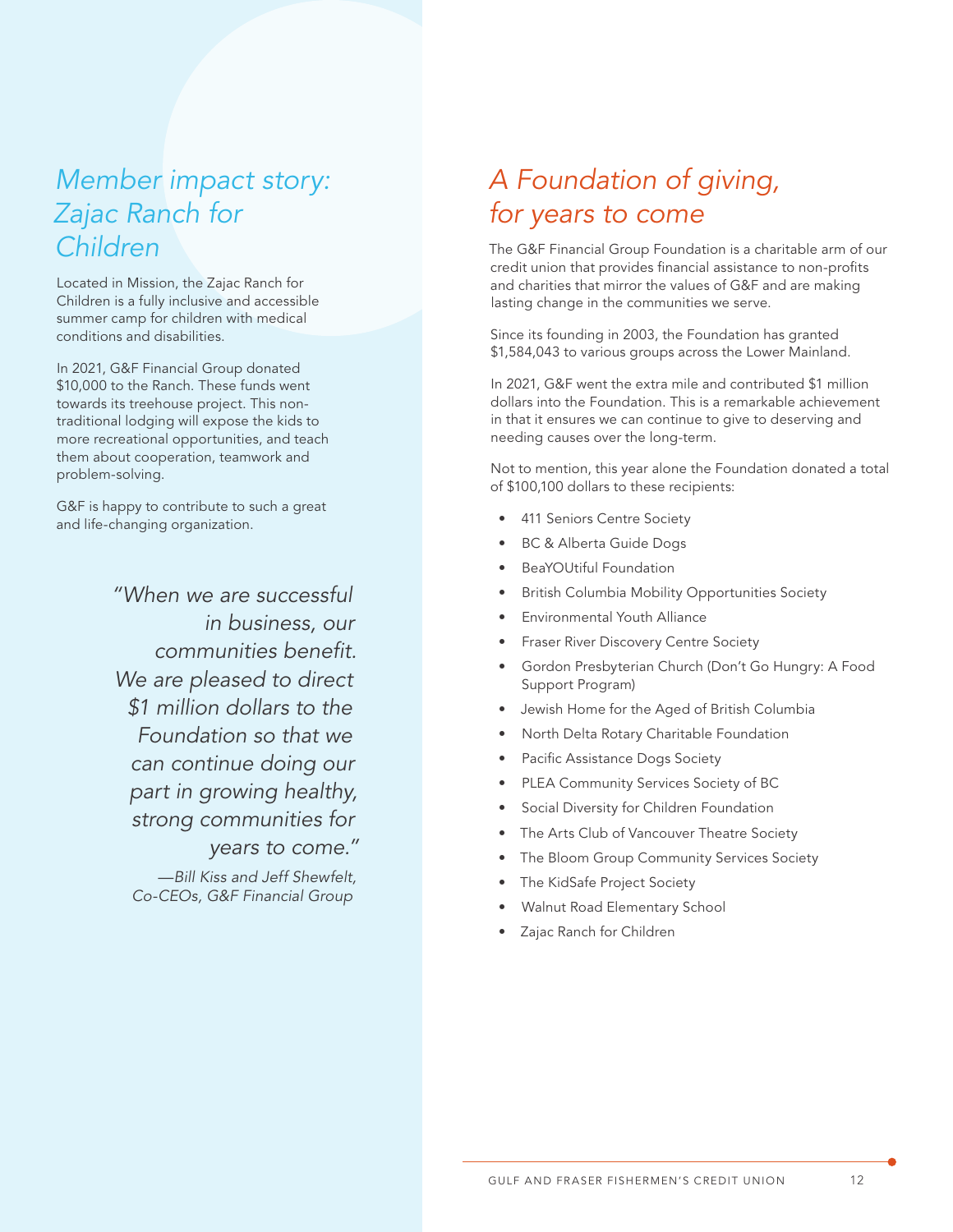## *Member impact story: Zajac Ranch for Children*

Located in Mission, the Zajac Ranch for Children is a fully inclusive and accessible summer camp for children with medical conditions and disabilities.

In 2021, G&F Financial Group donated $10,000 to the Ranch. These funds went towards its treehouse project. This non-traditional lodging will expose the kids to more recreational opportunities, and teach them about cooperation, teamwork and problem-solving.

G&F is happy to contribute to such a great and life-changing organization.

> *"When we are successful in business, our communities benefit. We are pleased to direct $1 million dollars to the Foundation so that we can continue doing our part in growing healthy, strong communities for years to come."*
>
> *—Bill Kiss and Jeff Shewfelt, Co-CEOs, G&F Financial Group*

## *A Foundation of giving, for years to come*

The G&F Financial Group Foundation is a charitable arm of our credit union that provides financial assistance to non-profits and charities that mirror the values of G&F and are making lasting change in the communities we serve.

Since its founding in 2003, the Foundation has granted $1,584,043 to various groups across the Lower Mainland.

In 2021, G&F went the extra mile and contributed $1 million dollars into the Foundation. This is a remarkable achievement in that it ensures we can continue to give to deserving and needing causes over the long-term.

Not to mention, this year alone the Foundation donated a total of $100,100 dollars to these recipients:

- 411 Seniors Centre Society
- BC & Alberta Guide Dogs
- BeaYOUtiful Foundation
- British Columbia Mobility Opportunities Society
- Environmental Youth Alliance
- Fraser River Discovery Centre Society
- Gordon Presbyterian Church (Don't Go Hungry: A Food Support Program)
- Jewish Home for the Aged of British Columbia
- North Delta Rotary Charitable Foundation
- Pacific Assistance Dogs Society
- PLEA Community Services Society of BC
- Social Diversity for Children Foundation
- The Arts Club of Vancouver Theatre Society
- The Bloom Group Community Services Society
- The KidSafe Project Society
- Walnut Road Elementary School
- Zajac Ranch for Children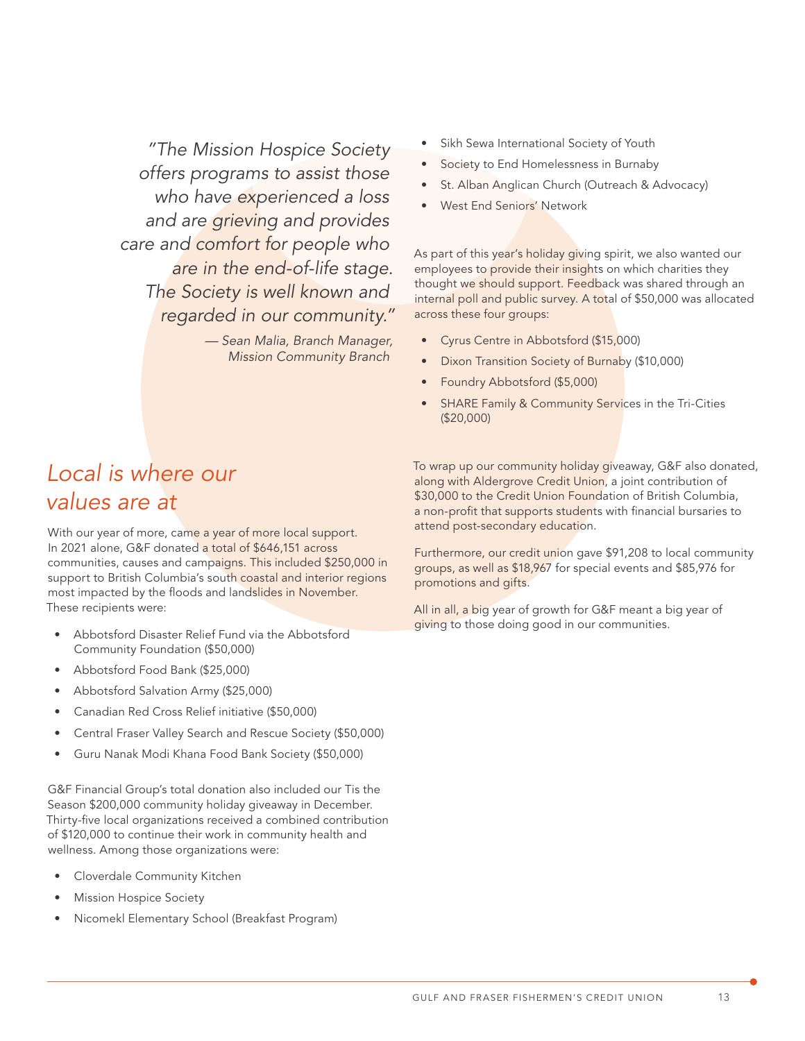*"The Mission Hospice Society offers programs to assist those who have experienced a loss and are grieving and provides care and comfort for people who are in the end-of-life stage. The Society is well known and regarded in our community."*

*— Sean Malia, Branch Manager, Mission Community Branch*

## Local is where our values are at

With our year of more, came a year of more local support. In 2021 alone, G&F donated a total of $646,151 across communities, causes and campaigns. This included $250,000 in support to British Columbia's south coastal and interior regions most impacted by the floods and landslides in November. These recipients were:

- Abbotsford Disaster Relief Fund via the Abbotsford Community Foundation ($50,000)
- Abbotsford Food Bank ($25,000)
- Abbotsford Salvation Army ($25,000)
- Canadian Red Cross Relief initiative ($50,000)
- Central Fraser Valley Search and Rescue Society ($50,000)
- Guru Nanak Modi Khana Food Bank Society ($50,000)

G&F Financial Group's total donation also included our Tis the Season $200,000 community holiday giveaway in December. Thirty-five local organizations received a combined contribution of $120,000 to continue their work in community health and wellness. Among those organizations were:

- Cloverdale Community Kitchen
- Mission Hospice Society
- Nicomekl Elementary School (Breakfast Program)
- Sikh Sewa International Society of Youth
- Society to End Homelessness in Burnaby
- St. Alban Anglican Church (Outreach & Advocacy)
- West End Seniors' Network

As part of this year's holiday giving spirit, we also wanted our employees to provide their insights on which charities they thought we should support. Feedback was shared through an internal poll and public survey. A total of $50,000 was allocated across these four groups:

- Cyrus Centre in Abbotsford ($15,000)
- Dixon Transition Society of Burnaby ($10,000)
- Foundry Abbotsford ($5,000)
- SHARE Family & Community Services in the Tri-Cities ($20,000)

To wrap up our community holiday giveaway, G&F also donated, along with Aldergrove Credit Union, a joint contribution of $30,000 to the Credit Union Foundation of British Columbia, a non-profit that supports students with financial bursaries to attend post-secondary education.

Furthermore, our credit union gave $91,208 to local community groups, as well as $18,967 for special events and $85,976 for promotions and gifts.

All in all, a big year of growth for G&F meant a big year of giving to those doing good in our communities.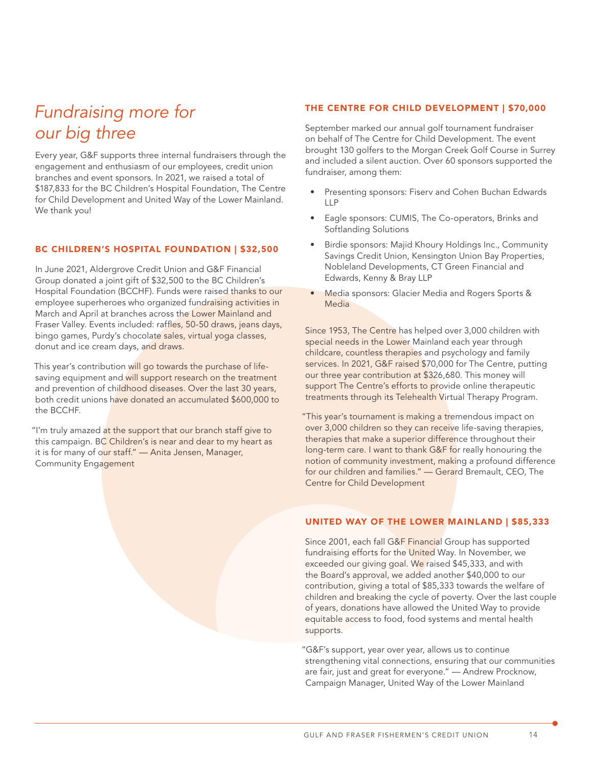# *Fundraising more for our big three*

Every year, G&F supports three internal fundraisers through the engagement and enthusiasm of our employees, credit union branches and event sponsors. In 2021, we raised a total of $187,833 for the BC Children's Hospital Foundation, The Centre for Child Development and United Way of the Lower Mainland. We thank you!

## BC CHILDREN'S HOSPITAL FOUNDATION | $32,500

In June 2021, Aldergrove Credit Union and G&F Financial Group donated a joint gift of $32,500 to the BC Children's Hospital Foundation (BCCHF). Funds were raised thanks to our employee superheroes who organized fundraising activities in March and April at branches across the Lower Mainland and Fraser Valley. Events included: raffles, 50-50 draws, jeans days, bingo games, Purdy's chocolate sales, virtual yoga classes, donut and ice cream days, and draws.

This year's contribution will go towards the purchase of life-saving equipment and will support research on the treatment and prevention of childhood diseases. Over the last 30 years, both credit unions have donated an accumulated $600,000 to the BCCHF.

"I'm truly amazed at the support that our branch staff give to this campaign. BC Children's is near and dear to my heart as it is for many of our staff." — Anita Jensen, Manager, Community Engagement

## THE CENTRE FOR CHILD DEVELOPMENT | $70,000

September marked our annual golf tournament fundraiser on behalf of The Centre for Child Development. The event brought 130 golfers to the Morgan Creek Golf Course in Surrey and included a silent auction. Over 60 sponsors supported the fundraiser, among them:

- Presenting sponsors: Fiserv and Cohen Buchan Edwards LLP
- Eagle sponsors: CUMIS, The Co-operators, Brinks and Softlanding Solutions
- Birdie sponsors: Majid Khoury Holdings Inc., Community Savings Credit Union, Kensington Union Bay Properties, Nobleland Developments, CT Green Financial and Edwards, Kenny & Bray LLP
- Media sponsors: Glacier Media and Rogers Sports & Media

Since 1953, The Centre has helped over 3,000 children with special needs in the Lower Mainland each year through childcare, countless therapies and psychology and family services. In 2021, G&F raised $70,000 for The Centre, putting our three year contribution at $326,680. This money will support The Centre's efforts to provide online therapeutic treatments through its Telehealth Virtual Therapy Program.

"This year's tournament is making a tremendous impact on over 3,000 children so they can receive life-saving therapies, therapies that make a superior difference throughout their long-term care. I want to thank G&F for really honouring the notion of community investment, making a profound difference for our children and families." — Gerard Bremault, CEO, The Centre for Child Development

## UNITED WAY OF THE LOWER MAINLAND | $85,333

Since 2001, each fall G&F Financial Group has supported fundraising efforts for the United Way. In November, we exceeded our giving goal. We raised $45,333, and with the Board's approval, we added another $40,000 to our contribution, giving a total of $85,333 towards the welfare of children and breaking the cycle of poverty. Over the last couple of years, donations have allowed the United Way to provide equitable access to food, food systems and mental health supports.

"G&F's support, year over year, allows us to continue strengthening vital connections, ensuring that our communities are fair, just and great for everyone." — Andrew Procknow, Campaign Manager, United Way of the Lower Mainland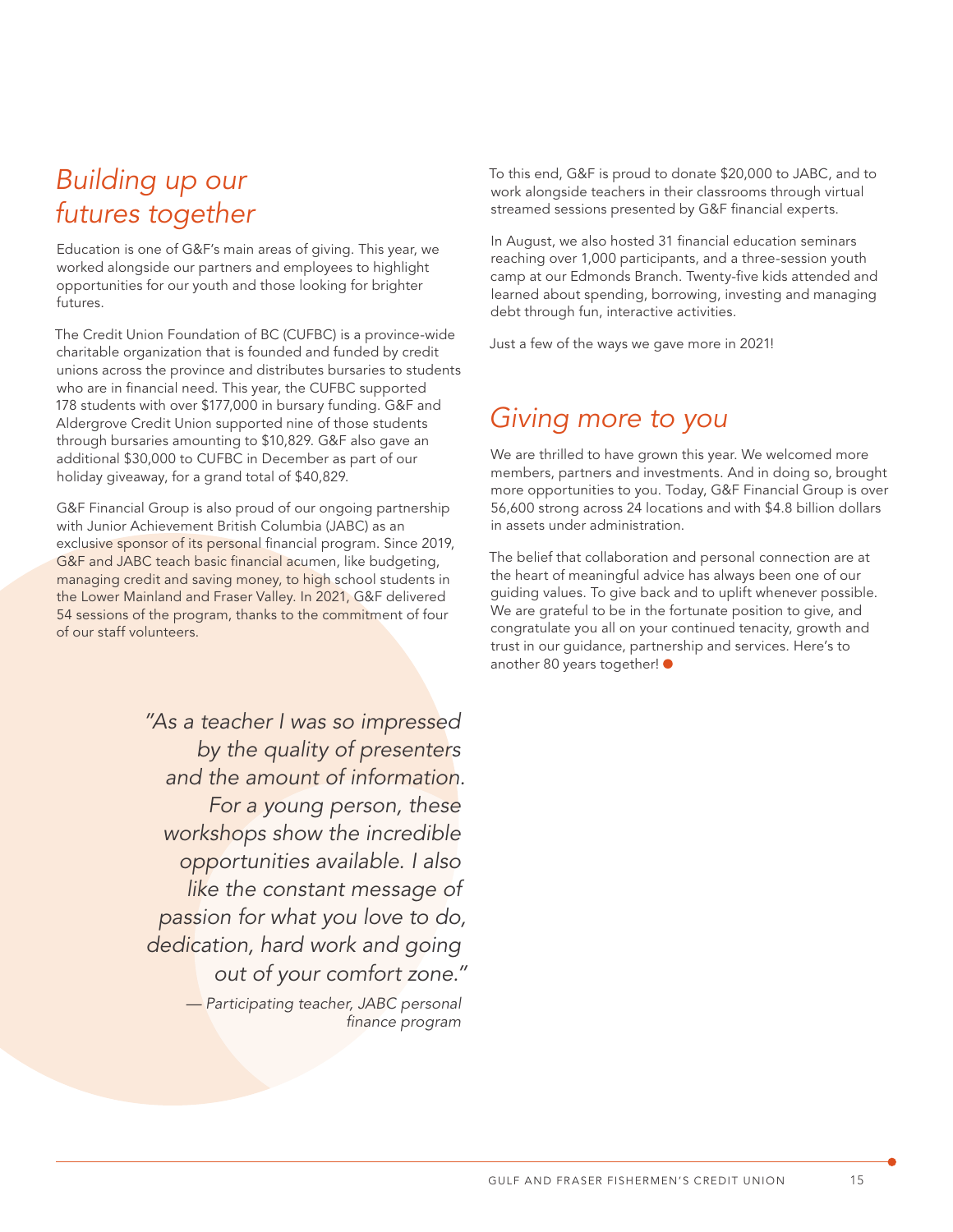## *Building up our futures together*

Education is one of G&F's main areas of giving. This year, we worked alongside our partners and employees to highlight opportunities for our youth and those looking for brighter futures.

The Credit Union Foundation of BC (CUFBC) is a province-wide charitable organization that is founded and funded by credit unions across the province and distributes bursaries to students who are in financial need. This year, the CUFBC supported 178 students with over $177,000 in bursary funding. G&F and Aldergrove Credit Union supported nine of those students through bursaries amounting to $10,829. G&F also gave an additional $30,000 to CUFBC in December as part of our holiday giveaway, for a grand total of $40,829.

G&F Financial Group is also proud of our ongoing partnership with Junior Achievement British Columbia (JABC) as an exclusive sponsor of its personal financial program. Since 2019, G&F and JABC teach basic financial acumen, like budgeting, managing credit and saving money, to high school students in the Lower Mainland and Fraser Valley. In 2021, G&F delivered 54 sessions of the program, thanks to the commitment of four of our staff volunteers.

*"As a teacher I was so impressed by the quality of presenters and the amount of information. For a young person, these workshops show the incredible opportunities available. I also like the constant message of passion for what you love to do, dedication, hard work and going out of your comfort zone."*

*— Participating teacher, JABC personal finance program*

To this end, G&F is proud to donate $20,000 to JABC, and to work alongside teachers in their classrooms through virtual streamed sessions presented by G&F financial experts.

In August, we also hosted 31 financial education seminars reaching over 1,000 participants, and a three-session youth camp at our Edmonds Branch. Twenty-five kids attended and learned about spending, borrowing, investing and managing debt through fun, interactive activities.

Just a few of the ways we gave more in 2021!

## *Giving more to you*

We are thrilled to have grown this year. We welcomed more members, partners and investments. And in doing so, brought more opportunities to you. Today, G&F Financial Group is over 56,600 strong across 24 locations and with $4.8 billion dollars in assets under administration.

The belief that collaboration and personal connection are at the heart of meaningful advice has always been one of our guiding values. To give back and to uplift whenever possible. We are grateful to be in the fortunate position to give, and congratulate you all on your continued tenacity, growth and trust in our guidance, partnership and services. Here's to another 80 years together!